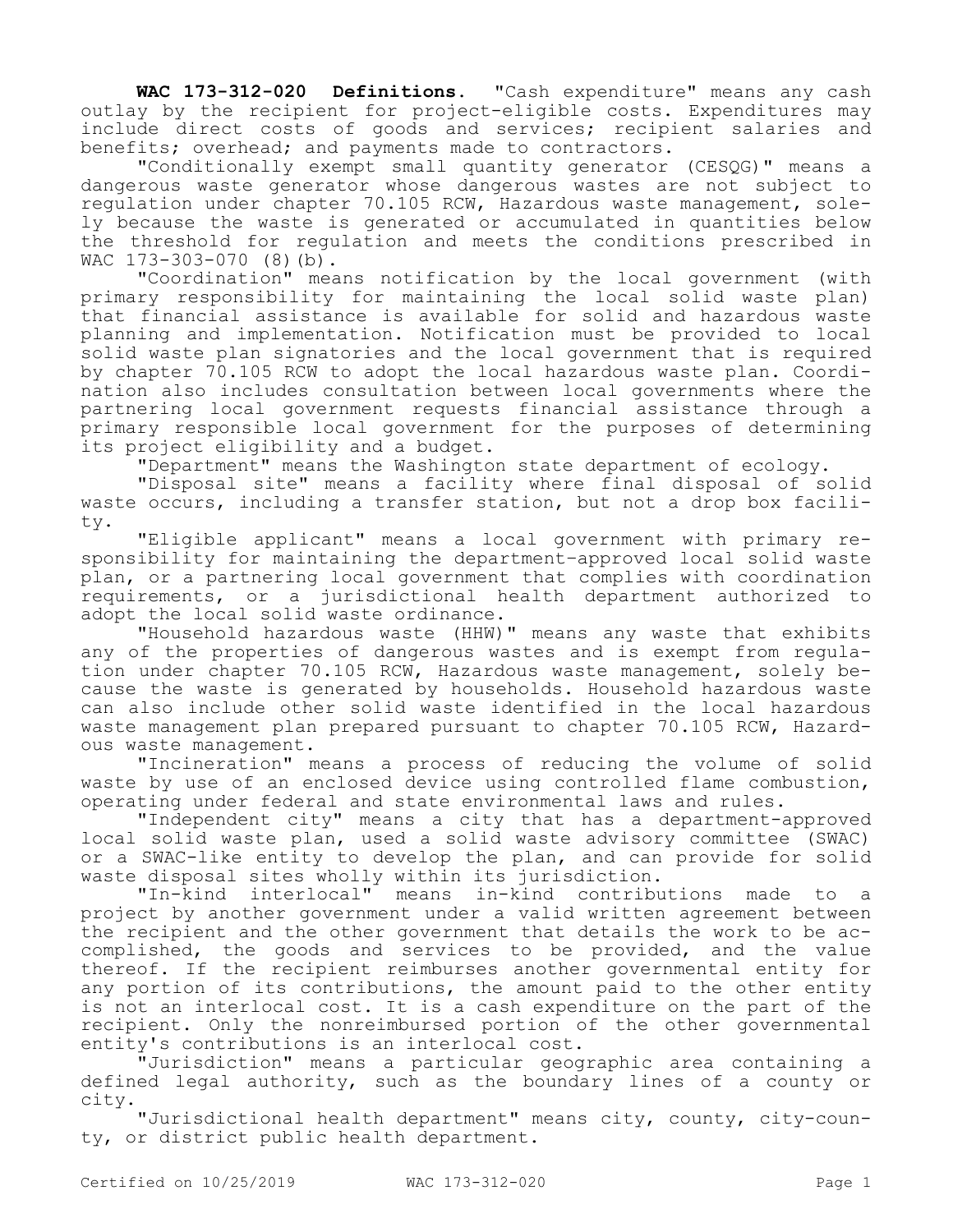**WAC 173-312-020 Definitions.** "Cash expenditure" means any cash outlay by the recipient for project-eligible costs. Expenditures may include direct costs of goods and services; recipient salaries and benefits; overhead; and payments made to contractors.

"Conditionally exempt small quantity generator (CESQG)" means a dangerous waste generator whose dangerous wastes are not subject to regulation under chapter 70.105 RCW, Hazardous waste management, solely because the waste is generated or accumulated in quantities below the threshold for regulation and meets the conditions prescribed in WAC 173-303-070 (8)(b).

"Coordination" means notification by the local government (with primary responsibility for maintaining the local solid waste plan) that financial assistance is available for solid and hazardous waste planning and implementation. Notification must be provided to local solid waste plan signatories and the local government that is required by chapter 70.105 RCW to adopt the local hazardous waste plan. Coordination also includes consultation between local governments where the partnering local government requests financial assistance through a primary responsible local government for the purposes of determining its project eligibility and a budget.

"Department" means the Washington state department of ecology.

"Disposal site" means a facility where final disposal of solid waste occurs, including a transfer station, but not a drop box facility.

"Eligible applicant" means a local government with primary responsibility for maintaining the department-approved local solid waste plan, or a partnering local government that complies with coordination requirements, or a jurisdictional health department authorized to adopt the local solid waste ordinance.

"Household hazardous waste (HHW)" means any waste that exhibits any of the properties of dangerous wastes and is exempt from regulation under chapter 70.105 RCW, Hazardous waste management, solely because the waste is generated by households. Household hazardous waste can also include other solid waste identified in the local hazardous waste management plan prepared pursuant to chapter 70.105 RCW, Hazardous waste management.

"Incineration" means a process of reducing the volume of solid waste by use of an enclosed device using controlled flame combustion, operating under federal and state environmental laws and rules.

"Independent city" means a city that has a department-approved local solid waste plan, used a solid waste advisory committee (SWAC) or a SWAC-like entity to develop the plan, and can provide for solid waste disposal sites wholly within its jurisdiction.

"In-kind interlocal" means in-kind contributions made to a project by another government under a valid written agreement between the recipient and the other government that details the work to be accomplished, the goods and services to be provided, and the value thereof. If the recipient reimburses another governmental entity for any portion of its contributions, the amount paid to the other entity is not an interlocal cost. It is a cash expenditure on the part of the recipient. Only the nonreimbursed portion of the other governmental entity's contributions is an interlocal cost.

"Jurisdiction" means a particular geographic area containing a defined legal authority, such as the boundary lines of a county or city.

"Jurisdictional health department" means city, county, city-county, or district public health department.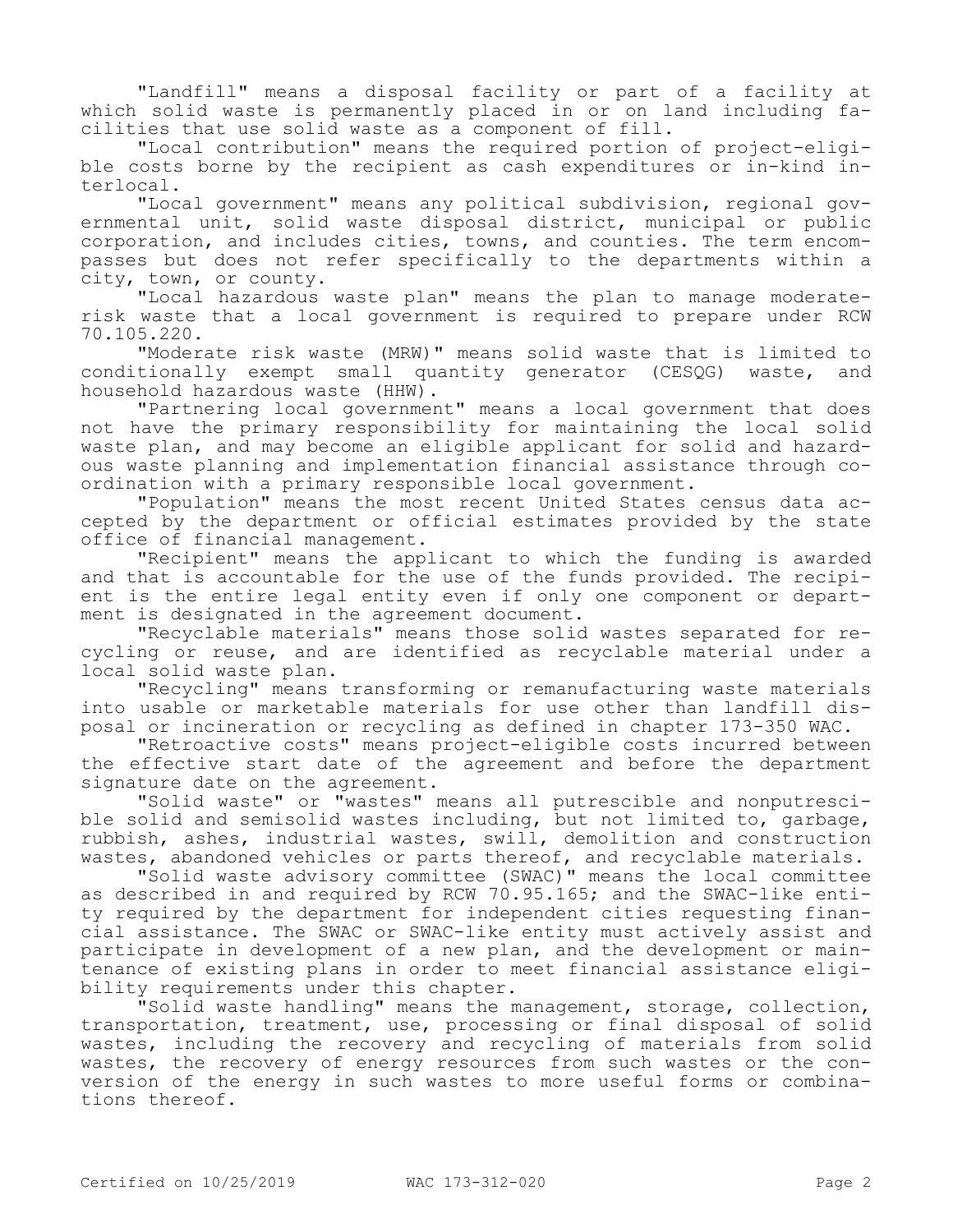"Landfill" means a disposal facility or part of a facility at which solid waste is permanently placed in or on land including facilities that use solid waste as a component of fill.

"Local contribution" means the required portion of project-eligible costs borne by the recipient as cash expenditures or in-kind interlocal.

"Local government" means any political subdivision, regional governmental unit, solid waste disposal district, municipal or public corporation, and includes cities, towns, and counties. The term encompasses but does not refer specifically to the departments within a city, town, or county.

"Local hazardous waste plan" means the plan to manage moderate-risk waste that a local government is required to prepare under RCW 70.105.220.

"Moderate risk waste (MRW)" means solid waste that is limited to conditionally exempt small quantity generator (CESQG) waste, and household hazardous waste (HHW).

"Partnering local government" means a local government that does not have the primary responsibility for maintaining the local solid waste plan, and may become an eligible applicant for solid and hazardous waste planning and implementation financial assistance through coordination with a primary responsible local government.

"Population" means the most recent United States census data accepted by the department or official estimates provided by the state office of financial management.

"Recipient" means the applicant to which the funding is awarded and that is accountable for the use of the funds provided. The recipient is the entire legal entity even if only one component or department is designated in the agreement document.

"Recyclable materials" means those solid wastes separated for recycling or reuse, and are identified as recyclable material under a local solid waste plan.

"Recycling" means transforming or remanufacturing waste materials into usable or marketable materials for use other than landfill disposal or incineration or recycling as defined in chapter 173-350 WAC.

"Retroactive costs" means project-eligible costs incurred between the effective start date of the agreement and before the department signature date on the agreement.

"Solid waste" or "wastes" means all putrescible and nonputrescible solid and semisolid wastes including, but not limited to, garbage, rubbish, ashes, industrial wastes, swill, demolition and construction wastes, abandoned vehicles or parts thereof, and recyclable materials.

"Solid waste advisory committee (SWAC)" means the local committee as described in and required by RCW 70.95.165; and the SWAC-like entity required by the department for independent cities requesting financial assistance. The SWAC or SWAC-like entity must actively assist and participate in development of a new plan, and the development or maintenance of existing plans in order to meet financial assistance eligibility requirements under this chapter.

"Solid waste handling" means the management, storage, collection, transportation, treatment, use, processing or final disposal of solid wastes, including the recovery and recycling of materials from solid wastes, the recovery of energy resources from such wastes or the conversion of the energy in such wastes to more useful forms or combinations thereof.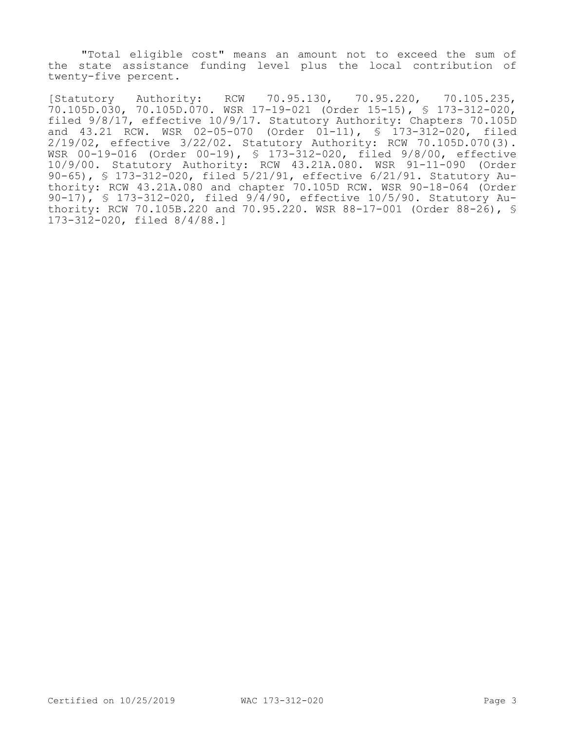"Total eligible cost" means an amount not to exceed the sum of the state assistance funding level plus the local contribution of twenty-five percent.

[Statutory Authority: RCW 70.95.130, 70.95.220, 70.105.235, 70.105D.030, 70.105D.070. WSR 17-19-021 (Order 15-15), § 173-312-020, filed 9/8/17, effective 10/9/17. Statutory Authority: Chapters 70.105D and 43.21 RCW. WSR 02-05-070 (Order 01-11), § 173-312-020, filed 2/19/02, effective 3/22/02. Statutory Authority: RCW 70.105D.070(3). WSR 00-19-016 (Order 00-19), § 173-312-020, filed 9/8/00, effective 10/9/00. Statutory Authority: RCW 43.21A.080. WSR 91-11-090 (Order 90-65), § 173-312-020, filed 5/21/91, effective 6/21/91. Statutory Authority: RCW 43.21A.080 and chapter 70.105D RCW. WSR 90-18-064 (Order 90-17), § 173-312-020, filed 9/4/90, effective 10/5/90. Statutory Authority: RCW 70.105B.220 and 70.95.220. WSR 88-17-001 (Order 88-26), § 173-312-020, filed 8/4/88.]